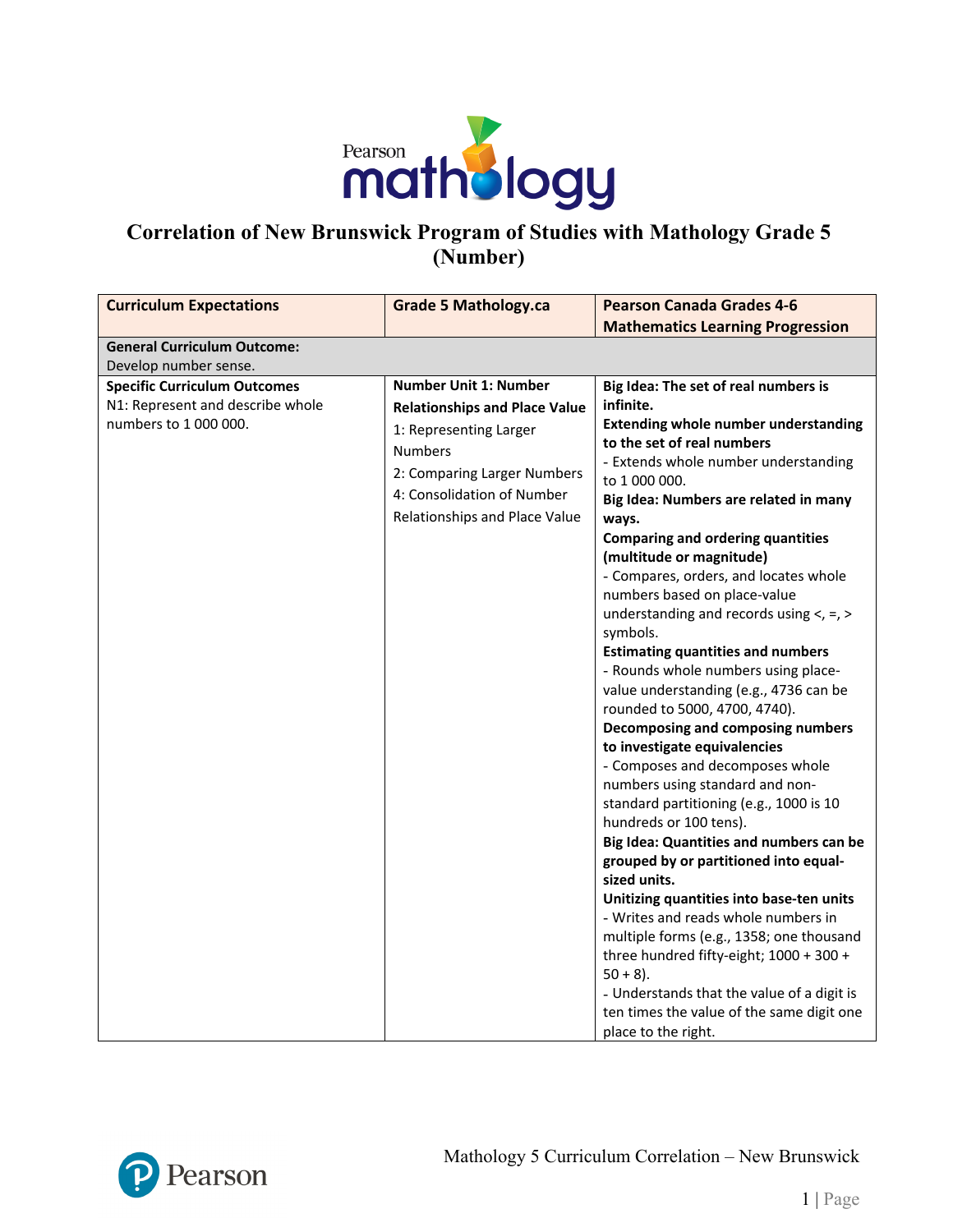# Correlation of New Brunswick Program of Studies with Mathology Grade 5 (Number)

| Curriculum Expectations | Grade 5 Mathology.ca | Pearson Canada Grades 4-6 Mathematics Learning Progression |
|---|---|---|
| **General Curriculum Outcome:**<br>Develop number sense. | | |
| **Specific Curriculum Outcomes**<br>N1: Represent and describe whole numbers to 1 000 000. | **Number Unit 1: Number Relationships and Place Value**<br>1: Representing Larger Numbers<br>2: Comparing Larger Numbers<br>4: Consolidation of Number Relationships and Place Value | **Big Idea: The set of real numbers is infinite.**<br>**Extending whole number understanding to the set of real numbers**<br>- Extends whole number understanding to 1 000 000.<br>**Big Idea: Numbers are related in many ways.**<br>**Comparing and ordering quantities (multitude or magnitude)**<br>- Compares, orders, and locates whole numbers based on place-value understanding and records using <, =, > symbols.<br>**Estimating quantities and numbers**<br>- Rounds whole numbers using place-value understanding (e.g., 4736 can be rounded to 5000, 4700, 4740).<br>**Decomposing and composing numbers to investigate equivalencies**<br>- Composes and decomposes whole numbers using standard and non-standard partitioning (e.g., 1000 is 10 hundreds or 100 tens).<br>**Big Idea: Quantities and numbers can be grouped by or partitioned into equal-sized units.**<br>**Unitizing quantities into base-ten units**<br>- Writes and reads whole numbers in multiple forms (e.g., 1358; one thousand three hundred fifty-eight; 1000 + 300 + 50 + 8).<br>- Understands that the value of a digit is ten times the value of the same digit one place to the right. |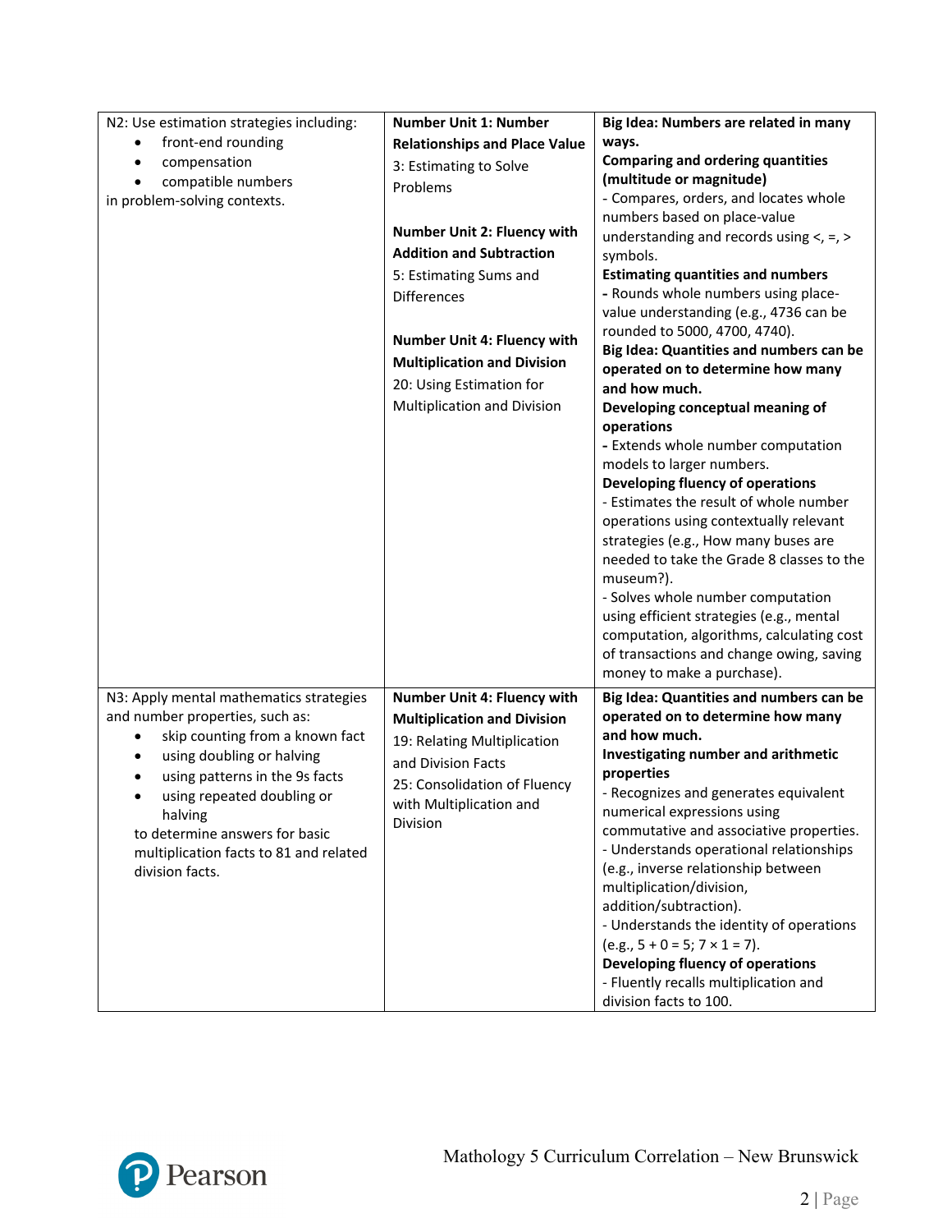| | | |
|---|---|---|
| N2: Use estimation strategies including:<br>• front-end rounding<br>• compensation<br>• compatible numbers<br>in problem-solving contexts. | **Number Unit 1: Number Relationships and Place Value**<br>3: Estimating to Solve Problems<br><br>**Number Unit 2: Fluency with Addition and Subtraction**<br>5: Estimating Sums and Differences<br><br>**Number Unit 4: Fluency with Multiplication and Division**<br>20: Using Estimation for Multiplication and Division | **Big Idea: Numbers are related in many ways.**<br>**Comparing and ordering quantities (multitude or magnitude)**<br>- Compares, orders, and locates whole numbers based on place-value understanding and records using <, =, > symbols.<br>**Estimating quantities and numbers**<br>**-** Rounds whole numbers using place-value understanding (e.g., 4736 can be rounded to 5000, 4700, 4740).<br>**Big Idea: Quantities and numbers can be operated on to determine how many and how much.**<br>**Developing conceptual meaning of operations**<br>**-** Extends whole number computation models to larger numbers.<br>**Developing fluency of operations**<br>- Estimates the result of whole number operations using contextually relevant strategies (e.g., How many buses are needed to take the Grade 8 classes to the museum?).<br>- Solves whole number computation using efficient strategies (e.g., mental computation, algorithms, calculating cost of transactions and change owing, saving money to make a purchase). |
| N3: Apply mental mathematics strategies and number properties, such as:<br>• skip counting from a known fact<br>• using doubling or halving<br>• using patterns in the 9s facts<br>• using repeated doubling or halving<br>to determine answers for basic multiplication facts to 81 and related division facts. | **Number Unit 4: Fluency with Multiplication and Division**<br>19: Relating Multiplication and Division Facts<br>25: Consolidation of Fluency with Multiplication and Division | **Big Idea: Quantities and numbers can be operated on to determine how many and how much.**<br>**Investigating number and arithmetic properties**<br>- Recognizes and generates equivalent numerical expressions using commutative and associative properties.<br>- Understands operational relationships (e.g., inverse relationship between multiplication/division, addition/subtraction).<br>- Understands the identity of operations (e.g., 5 + 0 = 5; 7 × 1 = 7).<br>**Developing fluency of operations**<br>- Fluently recalls multiplication and division facts to 100. |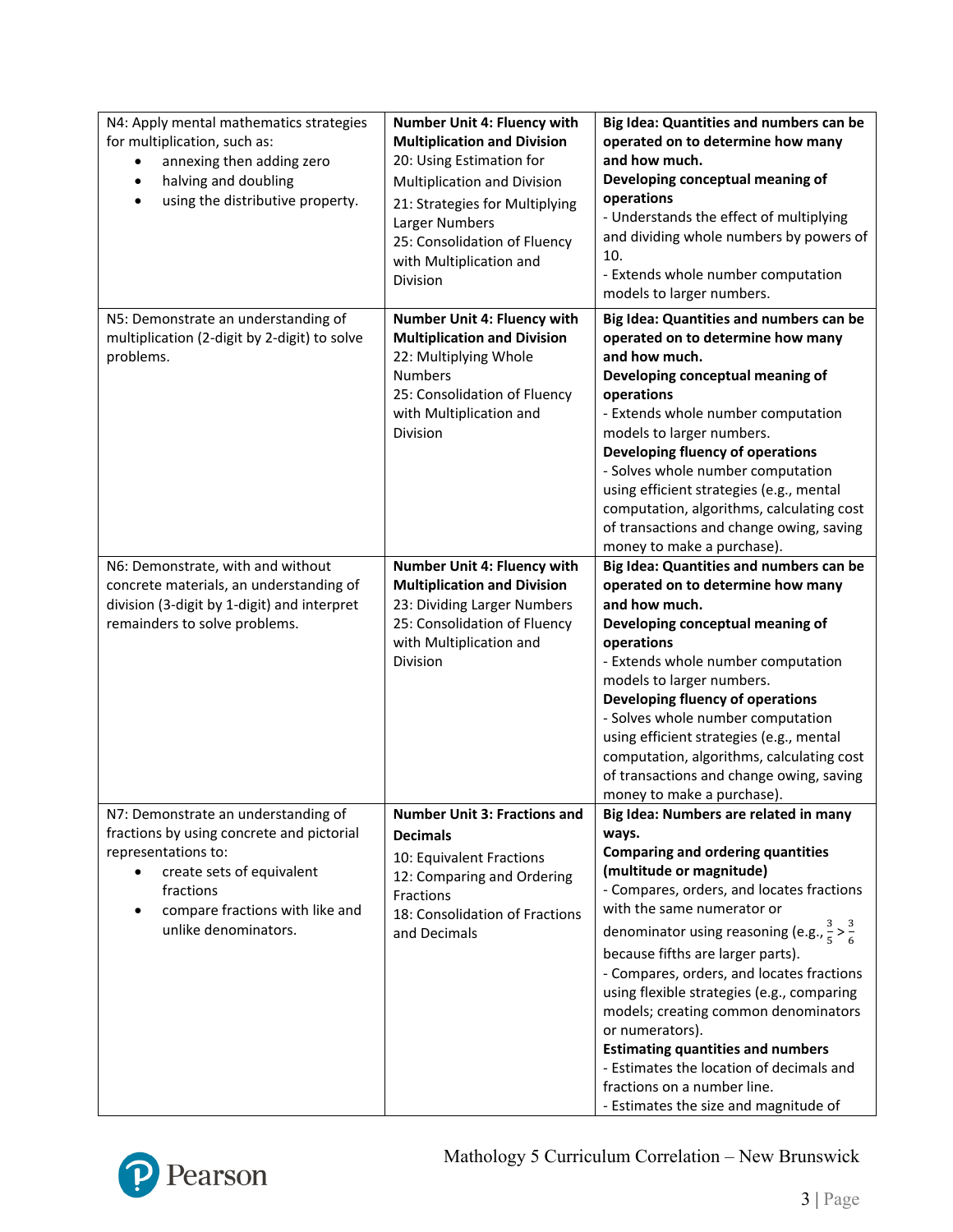| | | |
|---|---|---|
| N4: Apply mental mathematics strategies for multiplication, such as:<br>• annexing then adding zero<br>• halving and doubling<br>• using the distributive property. | **Number Unit 4: Fluency with Multiplication and Division**<br>20: Using Estimation for Multiplication and Division<br>21: Strategies for Multiplying Larger Numbers<br>25: Consolidation of Fluency with Multiplication and Division | **Big Idea: Quantities and numbers can be operated on to determine how many and how much.**<br>**Developing conceptual meaning of operations**<br>- Understands the effect of multiplying and dividing whole numbers by powers of 10.<br>- Extends whole number computation models to larger numbers. |
| N5: Demonstrate an understanding of multiplication (2-digit by 2-digit) to solve problems. | **Number Unit 4: Fluency with Multiplication and Division**<br>22: Multiplying Whole Numbers<br>25: Consolidation of Fluency with Multiplication and Division | **Big Idea: Quantities and numbers can be operated on to determine how many and how much.**<br>**Developing conceptual meaning of operations**<br>- Extends whole number computation models to larger numbers.<br>**Developing fluency of operations**<br>- Solves whole number computation using efficient strategies (e.g., mental computation, algorithms, calculating cost of transactions and change owing, saving money to make a purchase). |
| N6: Demonstrate, with and without concrete materials, an understanding of division (3-digit by 1-digit) and interpret remainders to solve problems. | **Number Unit 4: Fluency with Multiplication and Division**<br>23: Dividing Larger Numbers<br>25: Consolidation of Fluency with Multiplication and Division | **Big Idea: Quantities and numbers can be operated on to determine how many and how much.**<br>**Developing conceptual meaning of operations**<br>- Extends whole number computation models to larger numbers.<br>**Developing fluency of operations**<br>- Solves whole number computation using efficient strategies (e.g., mental computation, algorithms, calculating cost of transactions and change owing, saving money to make a purchase). |
| N7: Demonstrate an understanding of fractions by using concrete and pictorial representations to:<br>• create sets of equivalent fractions<br>• compare fractions with like and unlike denominators. | **Number Unit 3: Fractions and Decimals**<br>10: Equivalent Fractions<br>12: Comparing and Ordering Fractions<br>18: Consolidation of Fractions and Decimals | **Big Idea: Numbers are related in many ways.**<br>**Comparing and ordering quantities (multitude or magnitude)**<br>- Compares, orders, and locates fractions with the same numerator or denominator using reasoning (e.g., $\frac{3}{5} > \frac{3}{6}$ because fifths are larger parts).<br>- Compares, orders, and locates fractions using flexible strategies (e.g., comparing models; creating common denominators or numerators).<br>**Estimating quantities and numbers**<br>- Estimates the location of decimals and fractions on a number line.<br>- Estimates the size and magnitude of |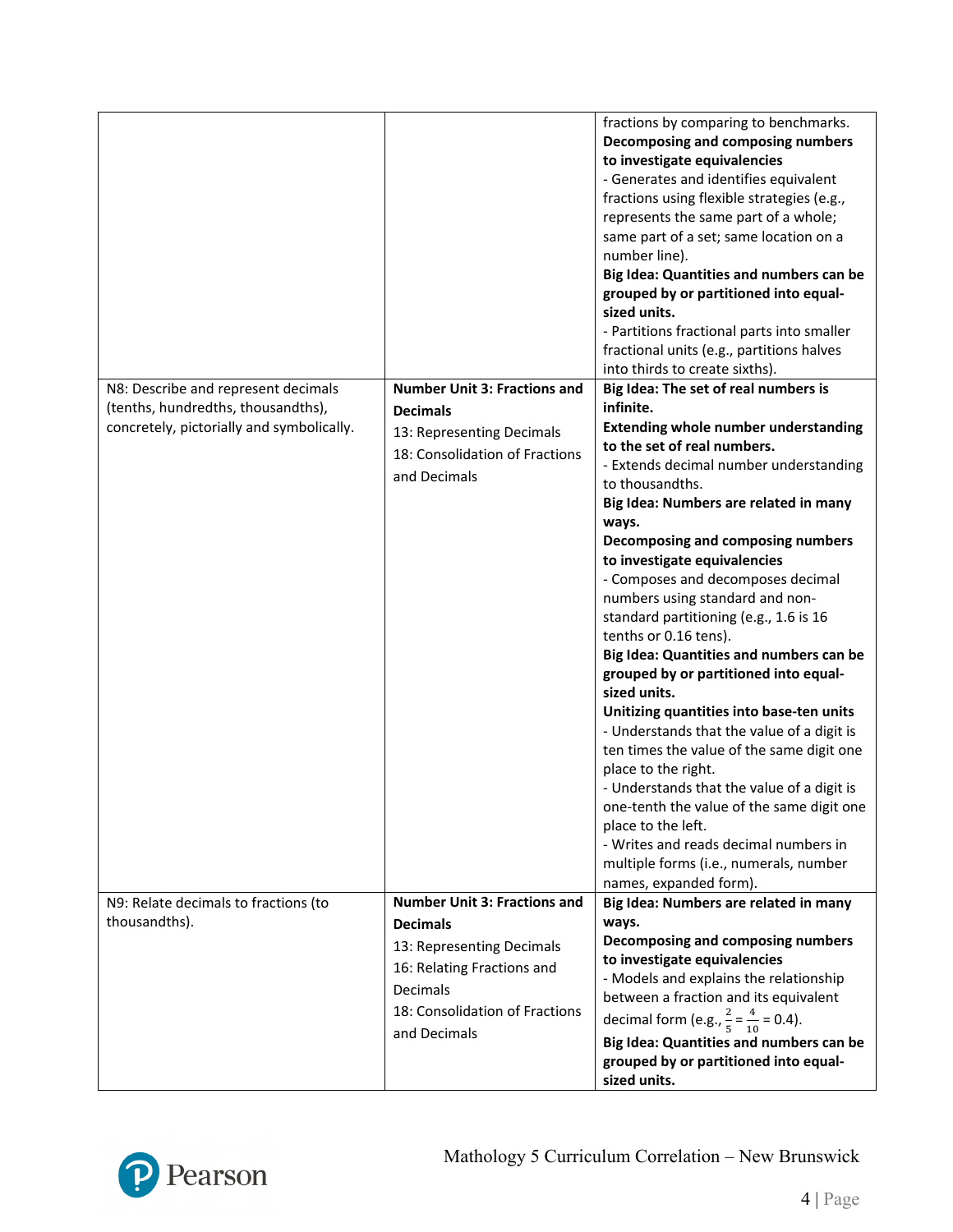| | | |
|---|---|---|
| | | fractions by comparing to benchmarks.<br>**Decomposing and composing numbers to investigate equivalencies**<br>- Generates and identifies equivalent fractions using flexible strategies (e.g., represents the same part of a whole; same part of a set; same location on a number line).<br>**Big Idea: Quantities and numbers can be grouped by or partitioned into equal-sized units.**<br>- Partitions fractional parts into smaller fractional units (e.g., partitions halves into thirds to create sixths). |
| N8: Describe and represent decimals (tenths, hundredths, thousandths), concretely, pictorially and symbolically. | **Number Unit 3: Fractions and Decimals**<br>13: Representing Decimals<br>18: Consolidation of Fractions and Decimals | **Big Idea: The set of real numbers is infinite.**<br>**Extending whole number understanding to the set of real numbers.**<br>- Extends decimal number understanding to thousandths.<br>**Big Idea: Numbers are related in many ways.**<br>**Decomposing and composing numbers to investigate equivalencies**<br>- Composes and decomposes decimal numbers using standard and non-standard partitioning (e.g., 1.6 is 16 tenths or 0.16 tens).<br>**Big Idea: Quantities and numbers can be grouped by or partitioned into equal-sized units.**<br>**Unitizing quantities into base-ten units**<br>- Understands that the value of a digit is ten times the value of the same digit one place to the right.<br>- Understands that the value of a digit is one-tenth the value of the same digit one place to the left.<br>- Writes and reads decimal numbers in multiple forms (i.e., numerals, number names, expanded form). |
| N9: Relate decimals to fractions (to thousandths). | **Number Unit 3: Fractions and Decimals**<br>13: Representing Decimals<br>16: Relating Fractions and Decimals<br>18: Consolidation of Fractions and Decimals | **Big Idea: Numbers are related in many ways.**<br>**Decomposing and composing numbers to investigate equivalencies**<br>- Models and explains the relationship between a fraction and its equivalent decimal form (e.g., $\frac{2}{5} = \frac{4}{10} = 0.4$).<br>**Big Idea: Quantities and numbers can be grouped by or partitioned into equal-sized units.** |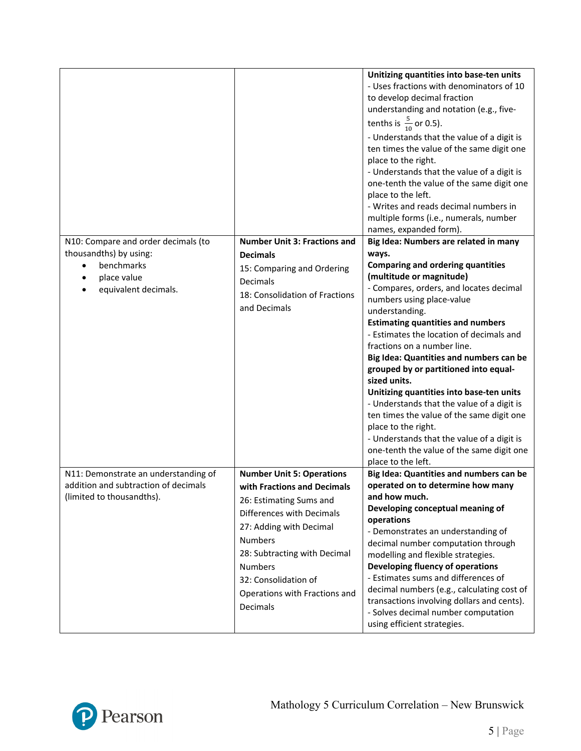| | | |
|---|---|---|
| | | **Unitizing quantities into base-ten units**<br>- Uses fractions with denominators of 10 to develop decimal fraction understanding and notation (e.g., five-tenths is $\frac{5}{10}$ or 0.5).<br>- Understands that the value of a digit is ten times the value of the same digit one place to the right.<br>- Understands that the value of a digit is one-tenth the value of the same digit one place to the left.<br>- Writes and reads decimal numbers in multiple forms (i.e., numerals, number names, expanded form). |
| N10: Compare and order decimals (to thousandths) by using:<br>• benchmarks<br>• place value<br>• equivalent decimals. | **Number Unit 3: Fractions and Decimals**<br>15: Comparing and Ordering Decimals<br>18: Consolidation of Fractions and Decimals | **Big Idea: Numbers are related in many ways.**<br>**Comparing and ordering quantities (multitude or magnitude)**<br>- Compares, orders, and locates decimal numbers using place-value understanding.<br>**Estimating quantities and numbers**<br>- Estimates the location of decimals and fractions on a number line.<br>**Big Idea: Quantities and numbers can be grouped by or partitioned into equal-sized units.**<br>**Unitizing quantities into base-ten units**<br>- Understands that the value of a digit is ten times the value of the same digit one place to the right.<br>- Understands that the value of a digit is one-tenth the value of the same digit one place to the left. |
| N11: Demonstrate an understanding of addition and subtraction of decimals (limited to thousandths). | **Number Unit 5: Operations with Fractions and Decimals**<br>26: Estimating Sums and Differences with Decimals<br>27: Adding with Decimal Numbers<br>28: Subtracting with Decimal Numbers<br>32: Consolidation of Operations with Fractions and Decimals | **Big Idea: Quantities and numbers can be operated on to determine how many and how much.**<br>**Developing conceptual meaning of operations**<br>- Demonstrates an understanding of decimal number computation through modelling and flexible strategies.<br>**Developing fluency of operations**<br>- Estimates sums and differences of decimal numbers (e.g., calculating cost of transactions involving dollars and cents).<br>- Solves decimal number computation using efficient strategies. |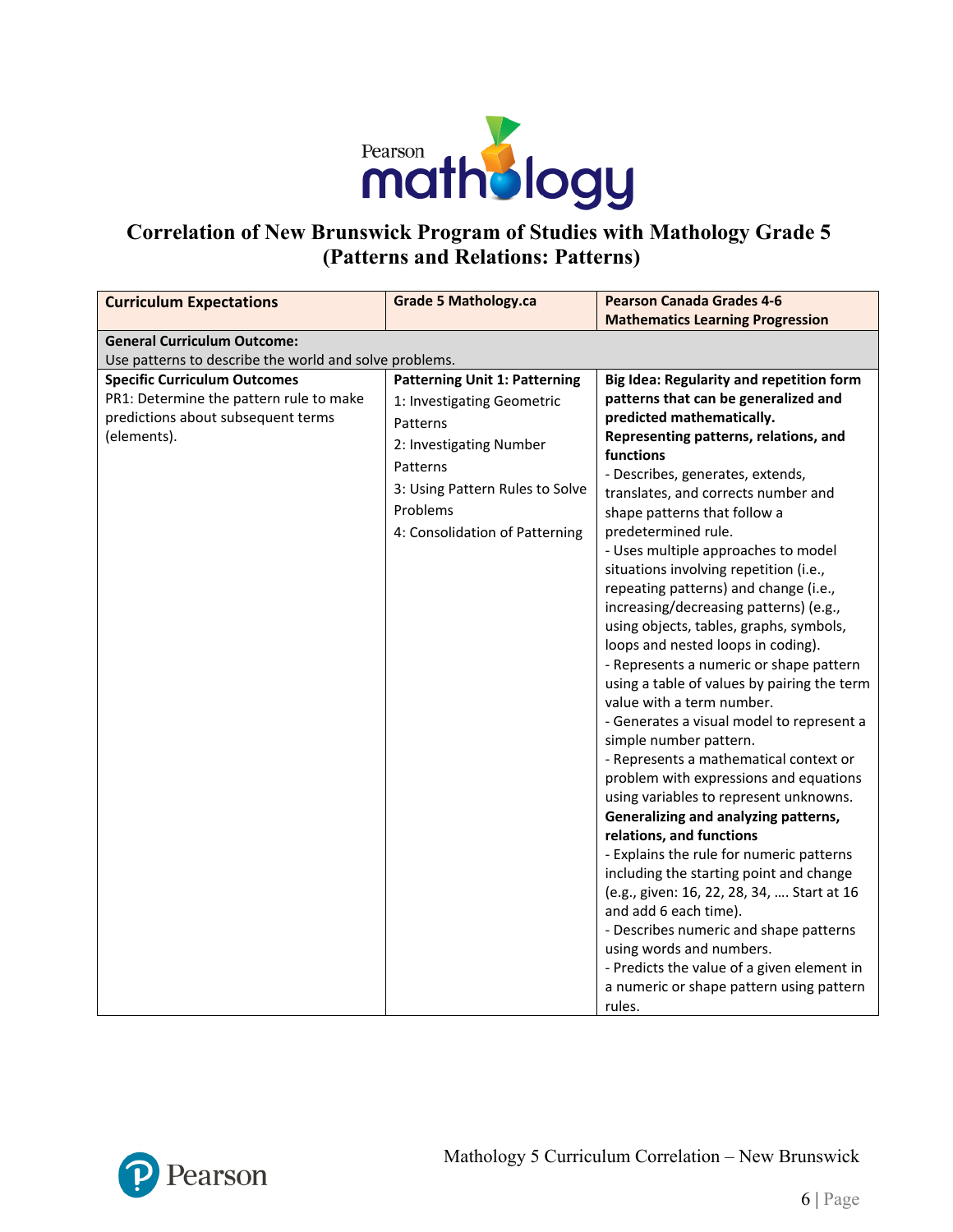# Correlation of New Brunswick Program of Studies with Mathology Grade 5 (Patterns and Relations: Patterns)

| Curriculum Expectations | Grade 5 Mathology.ca | Pearson Canada Grades 4-6 Mathematics Learning Progression |
|---|---|---|
| **General Curriculum Outcome:** Use patterns to describe the world and solve problems. | | |
| **Specific Curriculum Outcomes**<br>PR1: Determine the pattern rule to make predictions about subsequent terms (elements). | **Patterning Unit 1: Patterning**<br>1: Investigating Geometric Patterns<br>2: Investigating Number Patterns<br>3: Using Pattern Rules to Solve Problems<br>4: Consolidation of Patterning | **Big Idea: Regularity and repetition form patterns that can be generalized and predicted mathematically.**<br>**Representing patterns, relations, and functions**<br>- Describes, generates, extends, translates, and corrects number and shape patterns that follow a predetermined rule.<br>- Uses multiple approaches to model situations involving repetition (i.e., repeating patterns) and change (i.e., increasing/decreasing patterns) (e.g., using objects, tables, graphs, symbols, loops and nested loops in coding).<br>- Represents a numeric or shape pattern using a table of values by pairing the term value with a term number.<br>- Generates a visual model to represent a simple number pattern.<br>- Represents a mathematical context or problem with expressions and equations using variables to represent unknowns.<br>**Generalizing and analyzing patterns, relations, and functions**<br>- Explains the rule for numeric patterns including the starting point and change (e.g., given: 16, 22, 28, 34, …. Start at 16 and add 6 each time).<br>- Describes numeric and shape patterns using words and numbers.<br>- Predicts the value of a given element in a numeric or shape pattern using pattern rules. |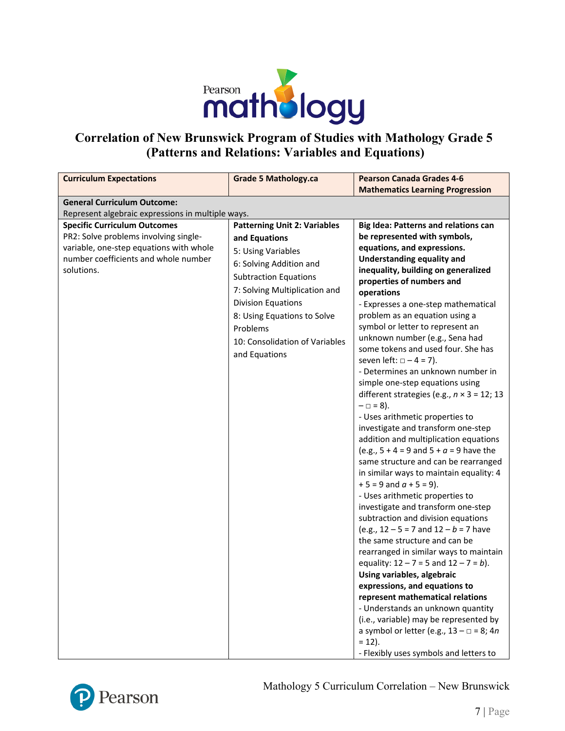# Correlation of New Brunswick Program of Studies with Mathology Grade 5 (Patterns and Relations: Variables and Equations)

| Curriculum Expectations | Grade 5 Mathology.ca | Pearson Canada Grades 4-6 Mathematics Learning Progression |
|---|---|---|
| **General Curriculum Outcome:**<br>Represent algebraic expressions in multiple ways. | | |
| **Specific Curriculum Outcomes**<br>PR2: Solve problems involving single-variable, one-step equations with whole number coefficients and whole number solutions. | **Patterning Unit 2: Variables and Equations**<br>5: Using Variables<br>6: Solving Addition and Subtraction Equations<br>7: Solving Multiplication and Division Equations<br>8: Using Equations to Solve Problems<br>10: Consolidation of Variables and Equations | **Big Idea: Patterns and relations can be represented with symbols, equations, and expressions.**<br>**Understanding equality and inequality, building on generalized properties of numbers and operations**<br>- Expresses a one-step mathematical problem as an equation using a symbol or letter to represent an unknown number (e.g., Sena had some tokens and used four. She has seven left: $\square - 4 = 7$).<br>- Determines an unknown number in simple one-step equations using different strategies (e.g., $n \times 3 = 12$; $13 - \square = 8$).<br>- Uses arithmetic properties to investigate and transform one-step addition and multiplication equations (e.g., $5 + 4 = 9$ and $5 + a = 9$ have the same structure and can be rearranged in similar ways to maintain equality: $4 + 5 = 9$ and $a + 5 = 9$).<br>- Uses arithmetic properties to investigate and transform one-step subtraction and division equations (e.g., $12 - 5 = 7$ and $12 - b = 7$ have the same structure and can be rearranged in similar ways to maintain equality: $12 - 7 = 5$ and $12 - 7 = b$).<br>**Using variables, algebraic expressions, and equations to represent mathematical relations**<br>- Understands an unknown quantity (i.e., variable) may be represented by a symbol or letter (e.g., $13 - \square = 8$; $4n = 12$).<br>- Flexibly uses symbols and letters to |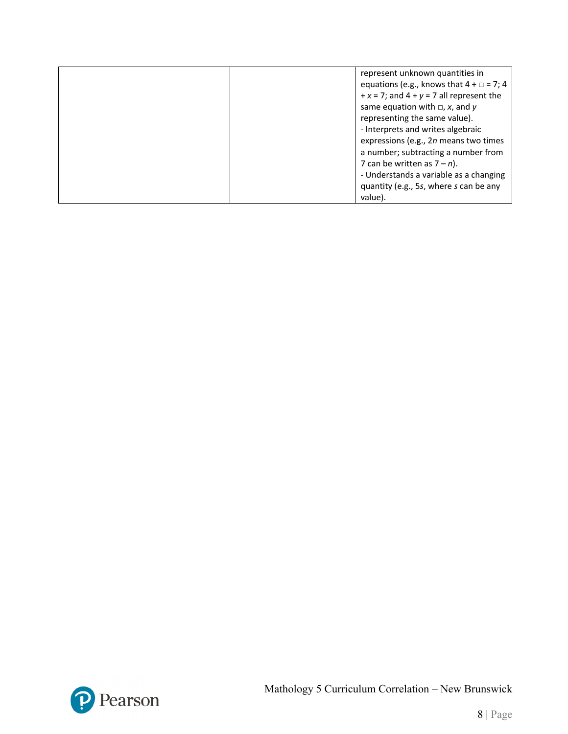| | | |
|---|---|---|
| | | represent unknown quantities in equations (e.g., knows that 4 + □ = 7; 4 + $x$ = 7; and 4 + $y$ = 7 all represent the same equation with □, $x$, and $y$ representing the same value).<br>- Interprets and writes algebraic expressions (e.g., $2n$ means two times a number; subtracting a number from 7 can be written as $7 - n$).<br>- Understands a variable as a changing quantity (e.g., $5s$, where $s$ can be any value). |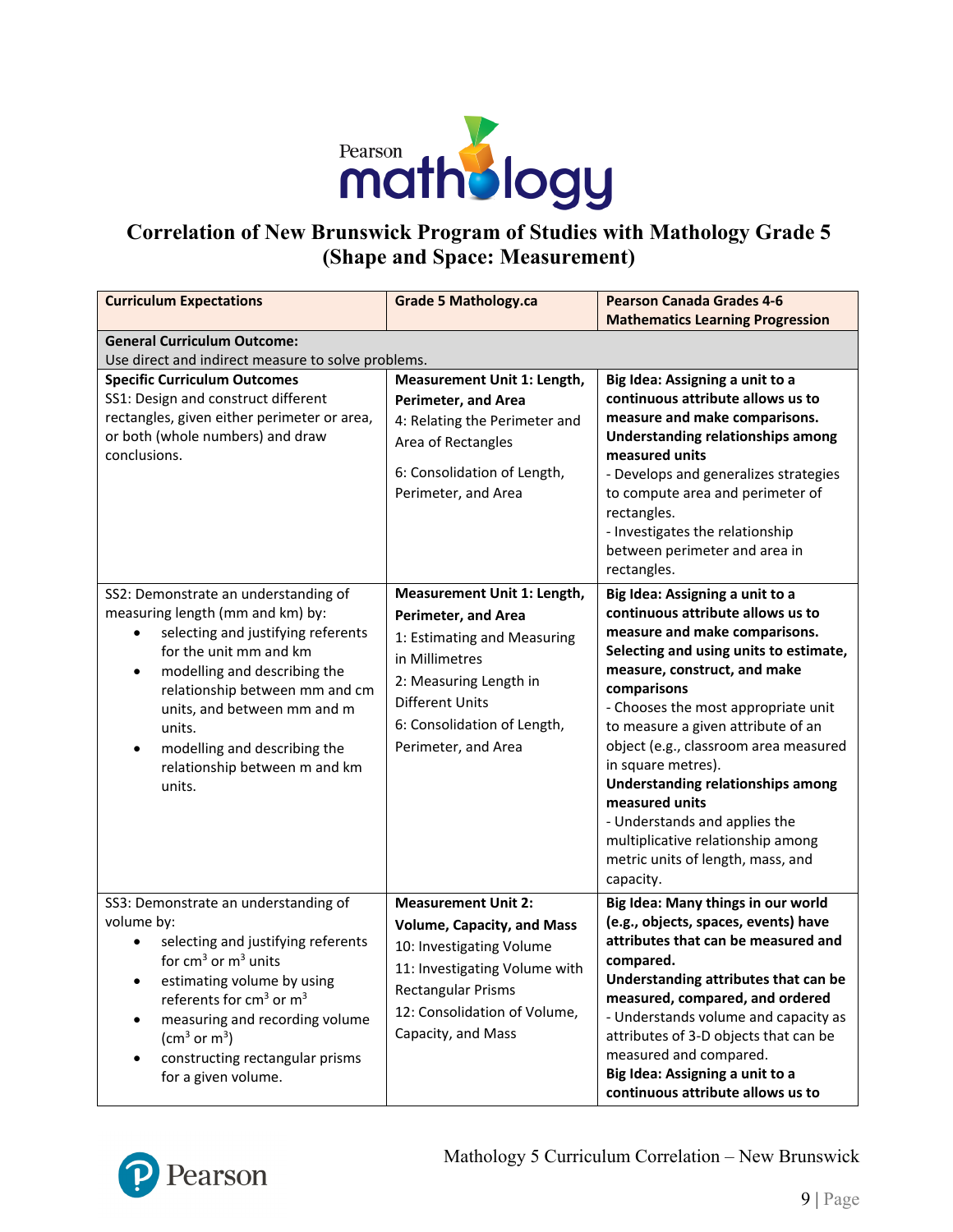# Correlation of New Brunswick Program of Studies with Mathology Grade 5 (Shape and Space: Measurement)

| Curriculum Expectations | Grade 5 Mathology.ca | Pearson Canada Grades 4-6 Mathematics Learning Progression |
|---|---|---|
| **General Curriculum Outcome:**<br>Use direct and indirect measure to solve problems. | | |
| **Specific Curriculum Outcomes**<br>SS1: Design and construct different rectangles, given either perimeter or area, or both (whole numbers) and draw conclusions. | **Measurement Unit 1: Length, Perimeter, and Area**<br>4: Relating the Perimeter and Area of Rectangles<br>6: Consolidation of Length, Perimeter, and Area | **Big Idea: Assigning a unit to a continuous attribute allows us to measure and make comparisons.**<br>**Understanding relationships among measured units**<br>- Develops and generalizes strategies to compute area and perimeter of rectangles.<br>- Investigates the relationship between perimeter and area in rectangles. |
| SS2: Demonstrate an understanding of measuring length (mm and km) by:<br>• selecting and justifying referents for the unit mm and km<br>• modelling and describing the relationship between mm and cm units, and between mm and m units.<br>• modelling and describing the relationship between m and km units. | **Measurement Unit 1: Length, Perimeter, and Area**<br>1: Estimating and Measuring in Millimetres<br>2: Measuring Length in Different Units<br>6: Consolidation of Length, Perimeter, and Area | **Big Idea: Assigning a unit to a continuous attribute allows us to measure and make comparisons.**<br>**Selecting and using units to estimate, measure, construct, and make comparisons**<br>- Chooses the most appropriate unit to measure a given attribute of an object (e.g., classroom area measured in square metres).<br>**Understanding relationships among measured units**<br>- Understands and applies the multiplicative relationship among metric units of length, mass, and capacity. |
| SS3: Demonstrate an understanding of volume by:<br>• selecting and justifying referents for $cm^3$ or $m^3$ units<br>• estimating volume by using referents for $cm^3$ or $m^3$<br>• measuring and recording volume ($cm^3$ or $m^3$)<br>• constructing rectangular prisms for a given volume. | **Measurement Unit 2: Volume, Capacity, and Mass**<br>10: Investigating Volume<br>11: Investigating Volume with Rectangular Prisms<br>12: Consolidation of Volume, Capacity, and Mass | **Big Idea: Many things in our world (e.g., objects, spaces, events) have attributes that can be measured and compared.**<br>**Understanding attributes that can be measured, compared, and ordered**<br>- Understands volume and capacity as attributes of 3-D objects that can be measured and compared.<br>**Big Idea: Assigning a unit to a continuous attribute allows us to** |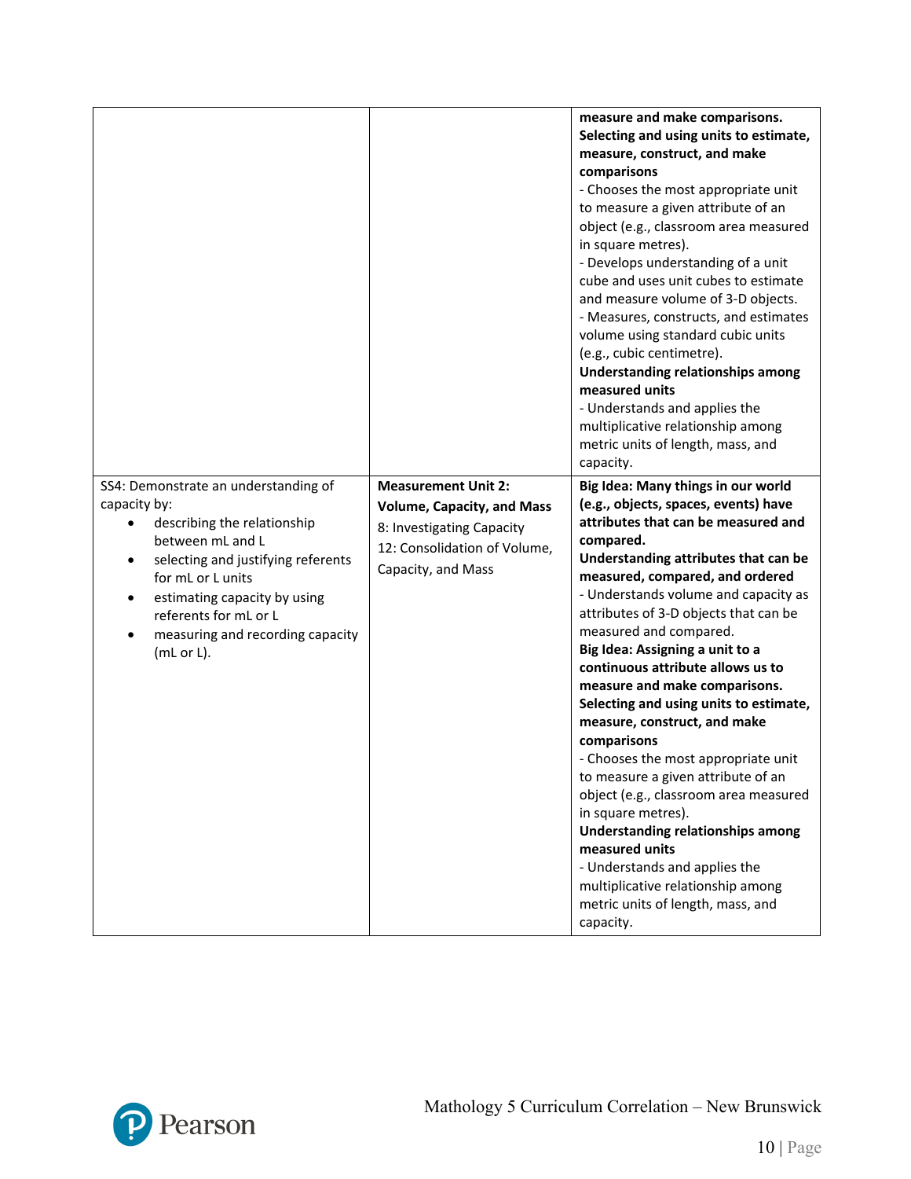| | | |
|---|---|---|
| | | **measure and make comparisons.** **Selecting and using units to estimate, measure, construct, and make comparisons** - Chooses the most appropriate unit to measure a given attribute of an object (e.g., classroom area measured in square metres). - Develops understanding of a unit cube and uses unit cubes to estimate and measure volume of 3-D objects. - Measures, constructs, and estimates volume using standard cubic units (e.g., cubic centimetre). **Understanding relationships among measured units** - Understands and applies the multiplicative relationship among metric units of length, mass, and capacity. |
| SS4: Demonstrate an understanding of capacity by: <ul><li>describing the relationship between mL and L</li><li>selecting and justifying referents for mL or L units</li><li>estimating capacity by using referents for mL or L</li><li>measuring and recording capacity (mL or L).</li></ul> | **Measurement Unit 2: Volume, Capacity, and Mass** 8: Investigating Capacity 12: Consolidation of Volume, Capacity, and Mass | **Big Idea: Many things in our world (e.g., objects, spaces, events) have attributes that can be measured and compared.** **Understanding attributes that can be measured, compared, and ordered** - Understands volume and capacity as attributes of 3-D objects that can be measured and compared. **Big Idea: Assigning a unit to a continuous attribute allows us to measure and make comparisons.** **Selecting and using units to estimate, measure, construct, and make comparisons** - Chooses the most appropriate unit to measure a given attribute of an object (e.g., classroom area measured in square metres). **Understanding relationships among measured units** - Understands and applies the multiplicative relationship among metric units of length, mass, and capacity. |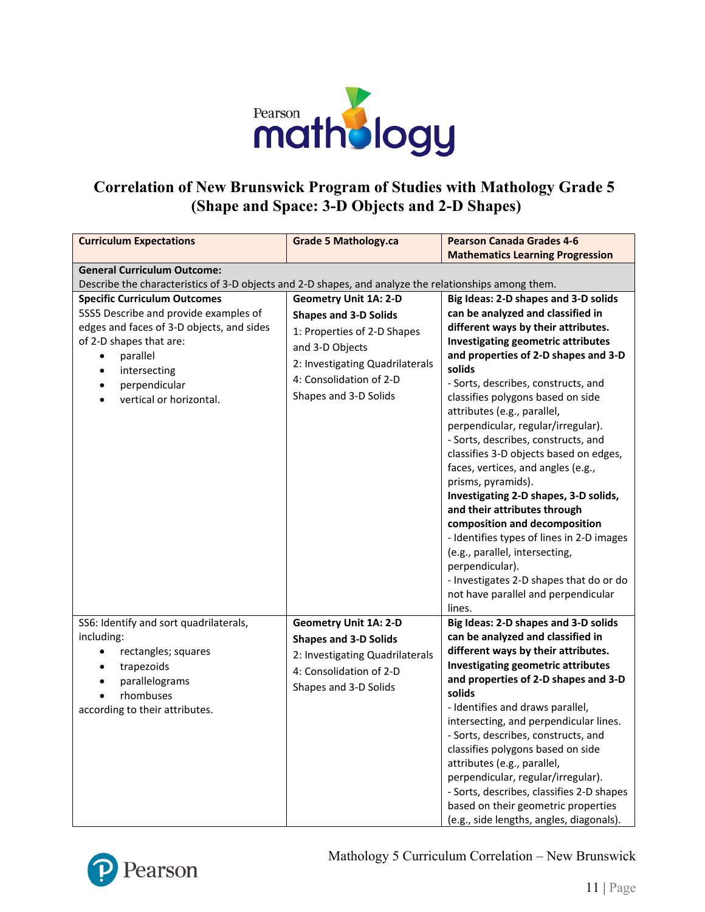# Correlation of New Brunswick Program of Studies with Mathology Grade 5 (Shape and Space: 3-D Objects and 2-D Shapes)

| Curriculum Expectations | Grade 5 Mathology.ca | Pearson Canada Grades 4-6 Mathematics Learning Progression |
|---|---|---|
| **General Curriculum Outcome:** Describe the characteristics of 3-D objects and 2-D shapes, and analyze the relationships among them. | | |
| **Specific Curriculum Outcomes**<br>5SS5 Describe and provide examples of edges and faces of 3-D objects, and sides of 2-D shapes that are:<br>• parallel<br>• intersecting<br>• perpendicular<br>• vertical or horizontal. | **Geometry Unit 1A: 2-D Shapes and 3-D Solids**<br>1: Properties of 2-D Shapes and 3-D Objects<br>2: Investigating Quadrilaterals<br>4: Consolidation of 2-D Shapes and 3-D Solids | **Big Ideas: 2-D shapes and 3-D solids can be analyzed and classified in different ways by their attributes.**<br>**Investigating geometric attributes and properties of 2-D shapes and 3-D solids**<br>- Sorts, describes, constructs, and classifies polygons based on side attributes (e.g., parallel, perpendicular, regular/irregular).<br>- Sorts, describes, constructs, and classifies 3-D objects based on edges, faces, vertices, and angles (e.g., prisms, pyramids).<br>**Investigating 2-D shapes, 3-D solids, and their attributes through composition and decomposition**<br>- Identifies types of lines in 2-D images (e.g., parallel, intersecting, perpendicular).<br>- Investigates 2-D shapes that do or do not have parallel and perpendicular lines. |
| SS6: Identify and sort quadrilaterals, including:<br>• rectangles; squares<br>• trapezoids<br>• parallelograms<br>• rhombuses<br>according to their attributes. | **Geometry Unit 1A: 2-D Shapes and 3-D Solids**<br>2: Investigating Quadrilaterals<br>4: Consolidation of 2-D Shapes and 3-D Solids | **Big Ideas: 2-D shapes and 3-D solids can be analyzed and classified in different ways by their attributes.**<br>**Investigating geometric attributes and properties of 2-D shapes and 3-D solids**<br>- Identifies and draws parallel, intersecting, and perpendicular lines.<br>- Sorts, describes, constructs, and classifies polygons based on side attributes (e.g., parallel, perpendicular, regular/irregular).<br>- Sorts, describes, classifies 2-D shapes based on their geometric properties (e.g., side lengths, angles, diagonals). |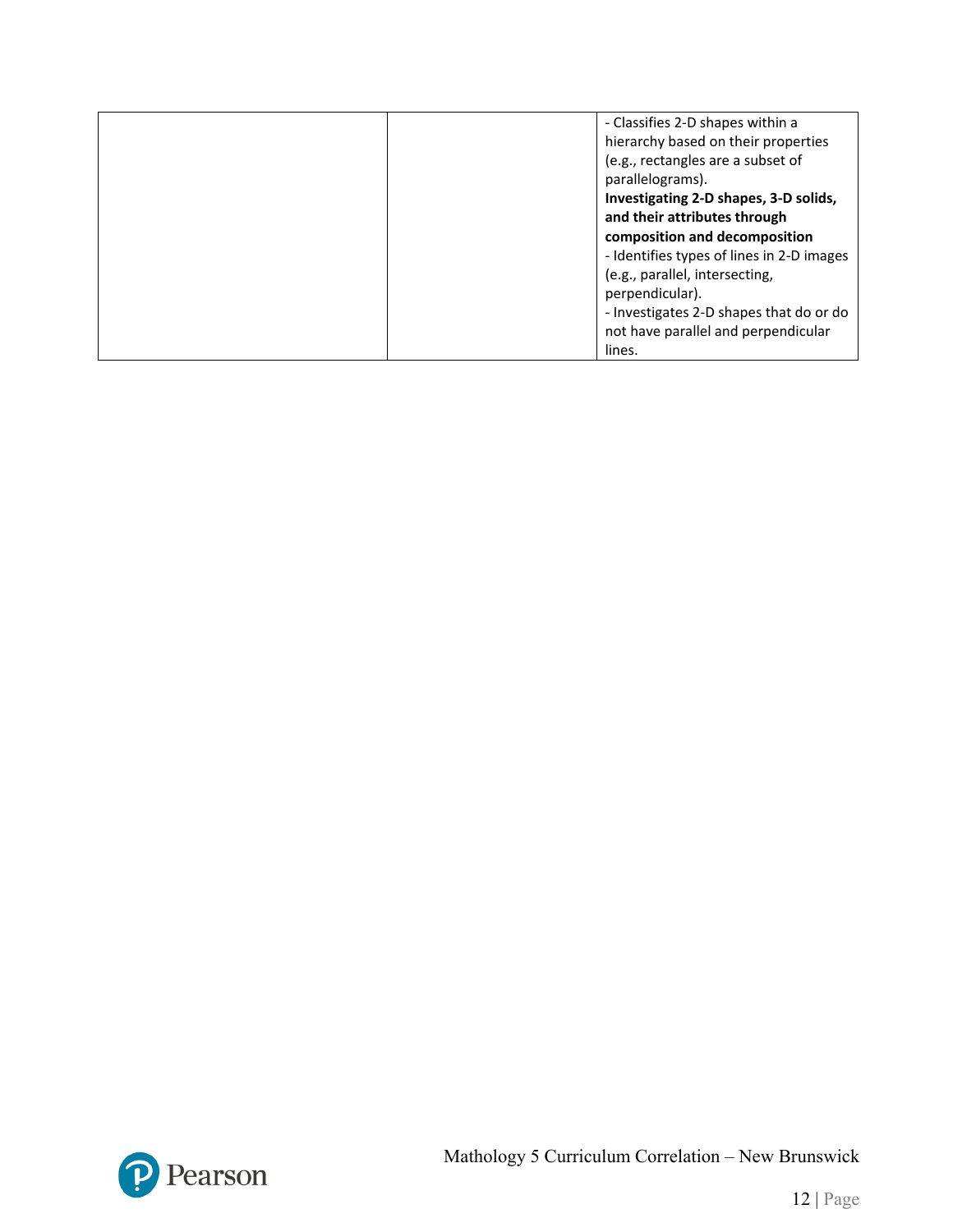|  |  |  |
|---|---|---|
|  |  | - Classifies 2-D shapes within a hierarchy based on their properties (e.g., rectangles are a subset of parallelograms).<br>**Investigating 2-D shapes, 3-D solids, and their attributes through composition and decomposition**<br>- Identifies types of lines in 2-D images (e.g., parallel, intersecting, perpendicular).<br>- Investigates 2-D shapes that do or do not have parallel and perpendicular lines. |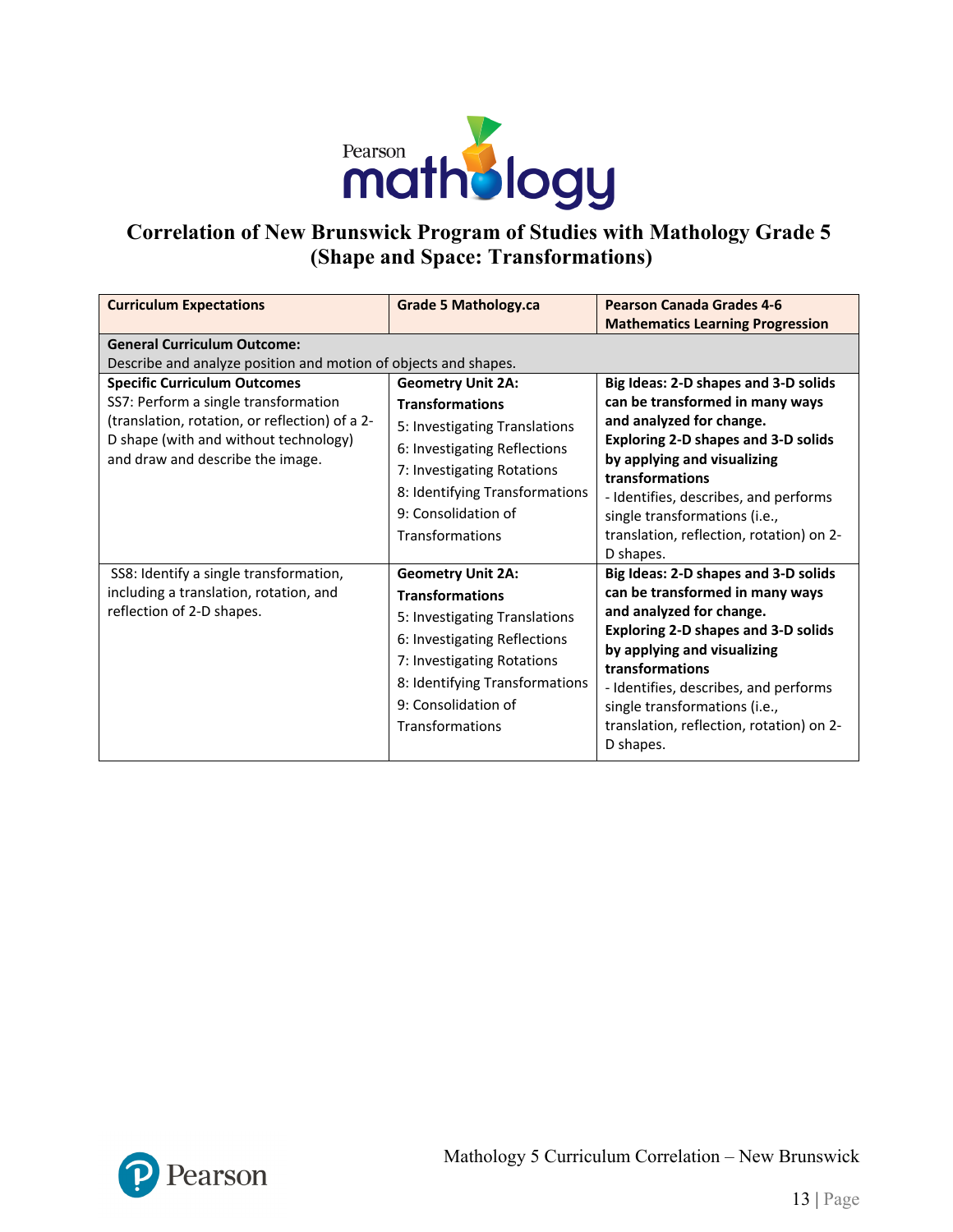# Correlation of New Brunswick Program of Studies with Mathology Grade 5 (Shape and Space: Transformations)

| Curriculum Expectations | Grade 5 Mathology.ca | Pearson Canada Grades 4-6 Mathematics Learning Progression |
|---|---|---|
| **General Curriculum Outcome:** Describe and analyze position and motion of objects and shapes. | | |
| **Specific Curriculum Outcomes**<br>SS7: Perform a single transformation (translation, rotation, or reflection) of a 2-D shape (with and without technology) and draw and describe the image. | **Geometry Unit 2A: Transformations**<br>5: Investigating Translations<br>6: Investigating Reflections<br>7: Investigating Rotations<br>8: Identifying Transformations<br>9: Consolidation of Transformations | **Big Ideas: 2-D shapes and 3-D solids can be transformed in many ways and analyzed for change.**<br>**Exploring 2-D shapes and 3-D solids by applying and visualizing transformations**<br>- Identifies, describes, and performs single transformations (i.e., translation, reflection, rotation) on 2-D shapes. |
| SS8: Identify a single transformation, including a translation, rotation, and reflection of 2-D shapes. | **Geometry Unit 2A: Transformations**<br>5: Investigating Translations<br>6: Investigating Reflections<br>7: Investigating Rotations<br>8: Identifying Transformations<br>9: Consolidation of Transformations | **Big Ideas: 2-D shapes and 3-D solids can be transformed in many ways and analyzed for change.**<br>**Exploring 2-D shapes and 3-D solids by applying and visualizing transformations**<br>- Identifies, describes, and performs single transformations (i.e., translation, reflection, rotation) on 2-D shapes. |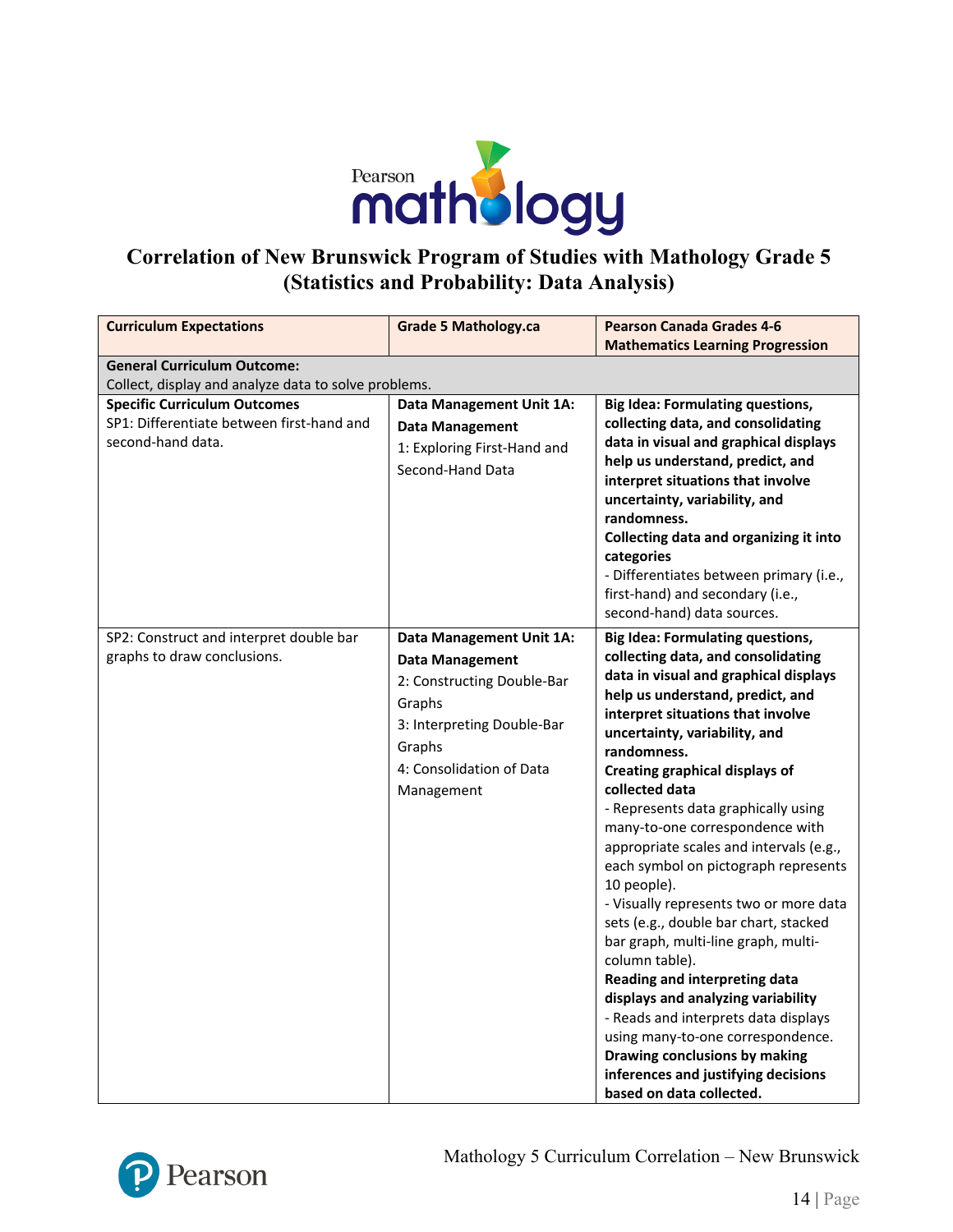# Correlation of New Brunswick Program of Studies with Mathology Grade 5 (Statistics and Probability: Data Analysis)

| Curriculum Expectations | Grade 5 Mathology.ca | Pearson Canada Grades 4-6 Mathematics Learning Progression |
|---|---|---|
| **General Curriculum Outcome:** Collect, display and analyze data to solve problems. | | |
| **Specific Curriculum Outcomes** SP1: Differentiate between first-hand and second-hand data. | **Data Management Unit 1A: Data Management** 1: Exploring First-Hand and Second-Hand Data | **Big Idea: Formulating questions, collecting data, and consolidating data in visual and graphical displays help us understand, predict, and interpret situations that involve uncertainty, variability, and randomness.** **Collecting data and organizing it into categories** - Differentiates between primary (i.e., first-hand) and secondary (i.e., second-hand) data sources. |
| SP2: Construct and interpret double bar graphs to draw conclusions. | **Data Management Unit 1A: Data Management** 2: Constructing Double-Bar Graphs 3: Interpreting Double-Bar Graphs 4: Consolidation of Data Management | **Big Idea: Formulating questions, collecting data, and consolidating data in visual and graphical displays help us understand, predict, and interpret situations that involve uncertainty, variability, and randomness.** **Creating graphical displays of collected data** - Represents data graphically using many-to-one correspondence with appropriate scales and intervals (e.g., each symbol on pictograph represents 10 people). - Visually represents two or more data sets (e.g., double bar chart, stacked bar graph, multi-line graph, multi-column table). **Reading and interpreting data displays and analyzing variability** - Reads and interprets data displays using many-to-one correspondence. **Drawing conclusions by making inferences and justifying decisions based on data collected.** |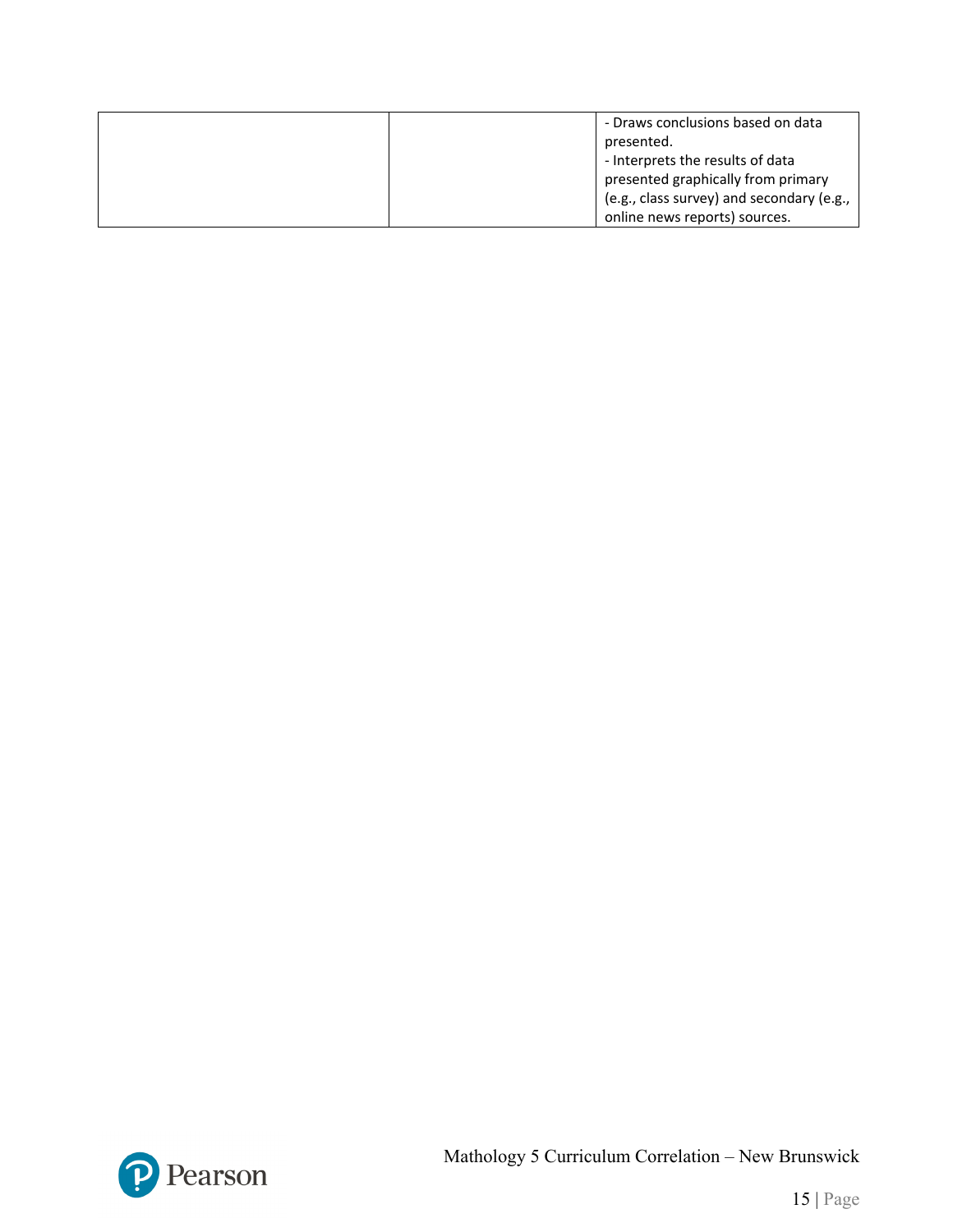| | | |
|---|---|---|
| | | - Draws conclusions based on data presented.<br>- Interprets the results of data presented graphically from primary (e.g., class survey) and secondary (e.g., online news reports) sources. |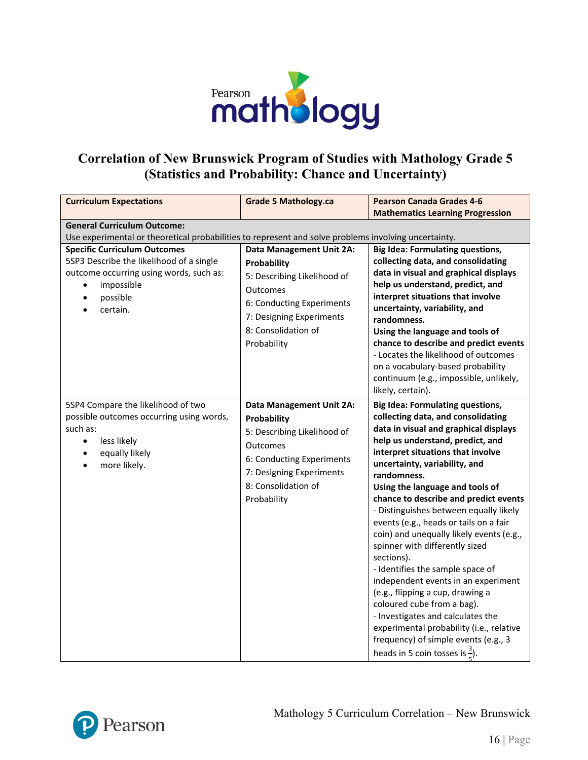# Correlation of New Brunswick Program of Studies with Mathology Grade 5 (Statistics and Probability: Chance and Uncertainty)

| Curriculum Expectations | Grade 5 Mathology.ca | Pearson Canada Grades 4-6 Mathematics Learning Progression |
|---|---|---|
| **General Curriculum Outcome:** Use experimental or theoretical probabilities to represent and solve problems involving uncertainty. | | |
| **Specific Curriculum Outcomes** 5SP3 Describe the likelihood of a single outcome occurring using words, such as: <br>• impossible <br>• possible <br>• certain. | **Data Management Unit 2A: Probability** <br>5: Describing Likelihood of Outcomes <br>6: Conducting Experiments <br>7: Designing Experiments <br>8: Consolidation of Probability | **Big Idea: Formulating questions, collecting data, and consolidating data in visual and graphical displays help us understand, predict, and interpret situations that involve uncertainty, variability, and randomness.** <br>**Using the language and tools of chance to describe and predict events** <br>- Locates the likelihood of outcomes on a vocabulary-based probability continuum (e.g., impossible, unlikely, likely, certain). |
| 5SP4 Compare the likelihood of two possible outcomes occurring using words, such as: <br>• less likely <br>• equally likely <br>• more likely. | **Data Management Unit 2A: Probability** <br>5: Describing Likelihood of Outcomes <br>6: Conducting Experiments <br>7: Designing Experiments <br>8: Consolidation of Probability | **Big Idea: Formulating questions, collecting data, and consolidating data in visual and graphical displays help us understand, predict, and interpret situations that involve uncertainty, variability, and randomness.** <br>**Using the language and tools of chance to describe and predict events** <br>- Distinguishes between equally likely events (e.g., heads or tails on a fair coin) and unequally likely events (e.g., spinner with differently sized sections). <br>- Identifies the sample space of independent events in an experiment (e.g., flipping a cup, drawing a coloured cube from a bag). <br>- Investigates and calculates the experimental probability (i.e., relative frequency) of simple events (e.g., 3 heads in 5 coin tosses is $\frac{3}{5}$). |